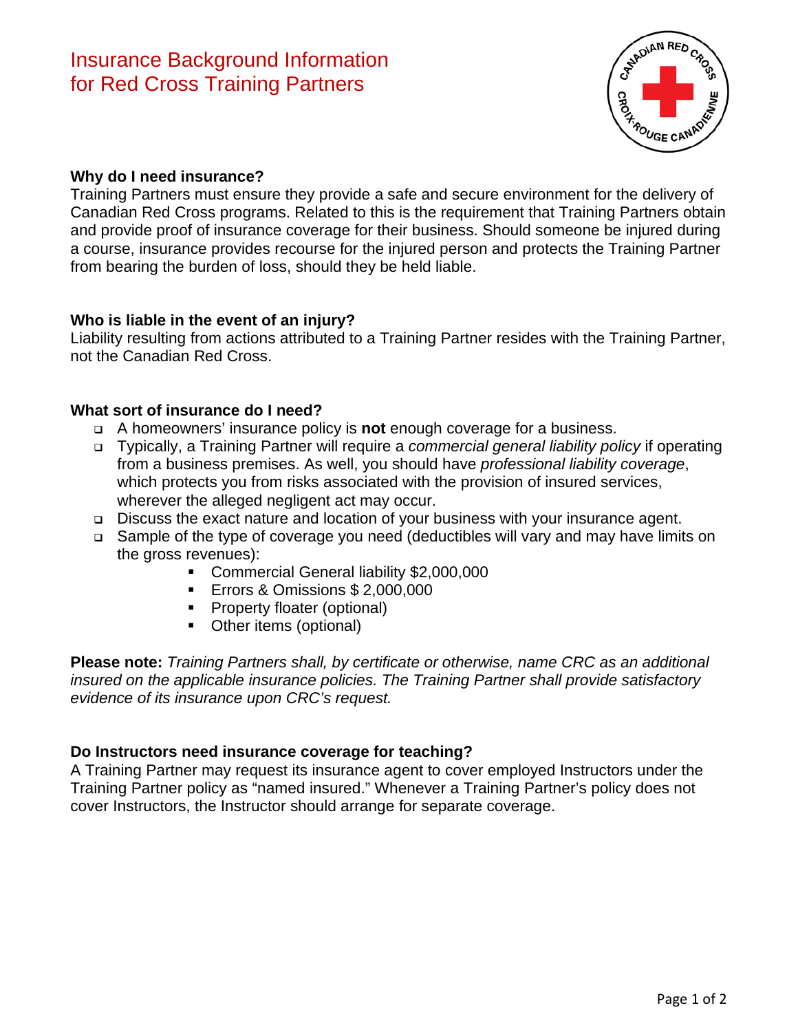# Insurance Background Information for Red Cross Training Partners

**Why do I need insurance?**

Training Partners must ensure they provide a safe and secure environment for the delivery of Canadian Red Cross programs. Related to this is the requirement that Training Partners obtain and provide proof of insurance coverage for their business. Should someone be injured during a course, insurance provides recourse for the injured person and protects the Training Partner from bearing the burden of loss, should they be held liable.

**Who is liable in the event of an injury?**

Liability resulting from actions attributed to a Training Partner resides with the Training Partner, not the Canadian Red Cross.

**What sort of insurance do I need?**

- A homeowners' insurance policy is **not** enough coverage for a business.
- Typically, a Training Partner will require a *commercial general liability policy* if operating from a business premises. As well, you should have *professional liability coverage*, which protects you from risks associated with the provision of insured services, wherever the alleged negligent act may occur.
- Discuss the exact nature and location of your business with your insurance agent.
- Sample of the type of coverage you need (deductibles will vary and may have limits on the gross revenues):
    - Commercial General liability $2,000,000
    - Errors & Omissions $ 2,000,000
    - Property floater (optional)
    - Other items (optional)

**Please note:** *Training Partners shall, by certificate or otherwise, name CRC as an additional insured on the applicable insurance policies. The Training Partner shall provide satisfactory evidence of its insurance upon CRC's request.*

**Do Instructors need insurance coverage for teaching?**

A Training Partner may request its insurance agent to cover employed Instructors under the Training Partner policy as "named insured." Whenever a Training Partner's policy does not cover Instructors, the Instructor should arrange for separate coverage.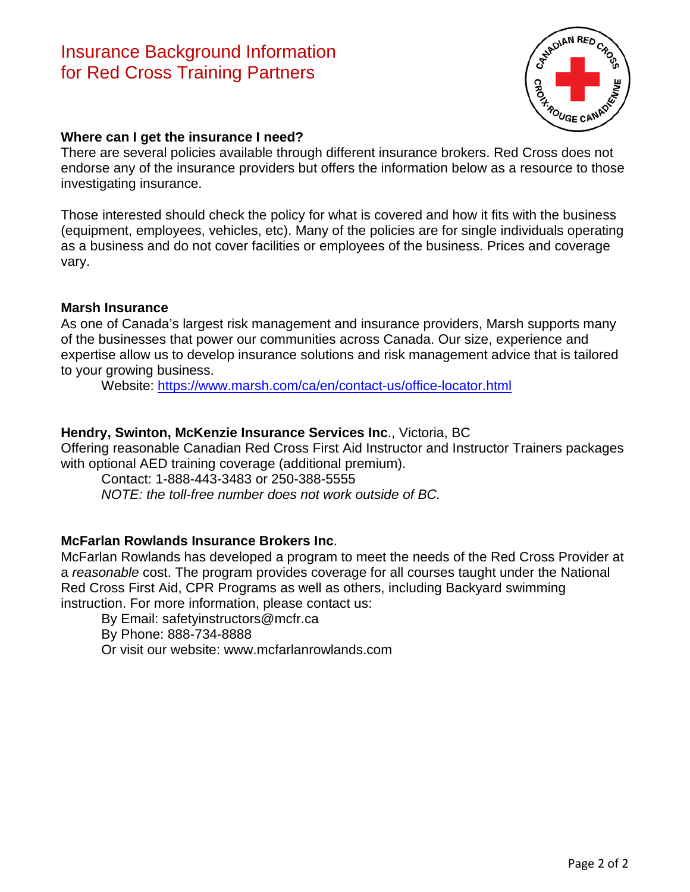# Insurance Background Information for Red Cross Training Partners

**Where can I get the insurance I need?**
There are several policies available through different insurance brokers. Red Cross does not endorse any of the insurance providers but offers the information below as a resource to those investigating insurance.

Those interested should check the policy for what is covered and how it fits with the business (equipment, employees, vehicles, etc). Many of the policies are for single individuals operating as a business and do not cover facilities or employees of the business. Prices and coverage vary.

**Marsh Insurance**
As one of Canada's largest risk management and insurance providers, Marsh supports many of the businesses that power our communities across Canada. Our size, experience and expertise allow us to develop insurance solutions and risk management advice that is tailored to your growing business.

Website: https://www.marsh.com/ca/en/contact-us/office-locator.html

**Hendry, Swinton, McKenzie Insurance Services Inc**., Victoria, BC
Offering reasonable Canadian Red Cross First Aid Instructor and Instructor Trainers packages with optional AED training coverage (additional premium).

Contact: 1-888-443-3483 or 250-388-5555
*NOTE: the toll-free number does not work outside of BC.*

**McFarlan Rowlands Insurance Brokers Inc**.
McFarlan Rowlands has developed a program to meet the needs of the Red Cross Provider at a *reasonable* cost. The program provides coverage for all courses taught under the National Red Cross First Aid, CPR Programs as well as others, including Backyard swimming instruction. For more information, please contact us:

By Email: safetyinstructors@mcfr.ca
By Phone: 888-734-8888
Or visit our website: www.mcfarlanrowlands.com